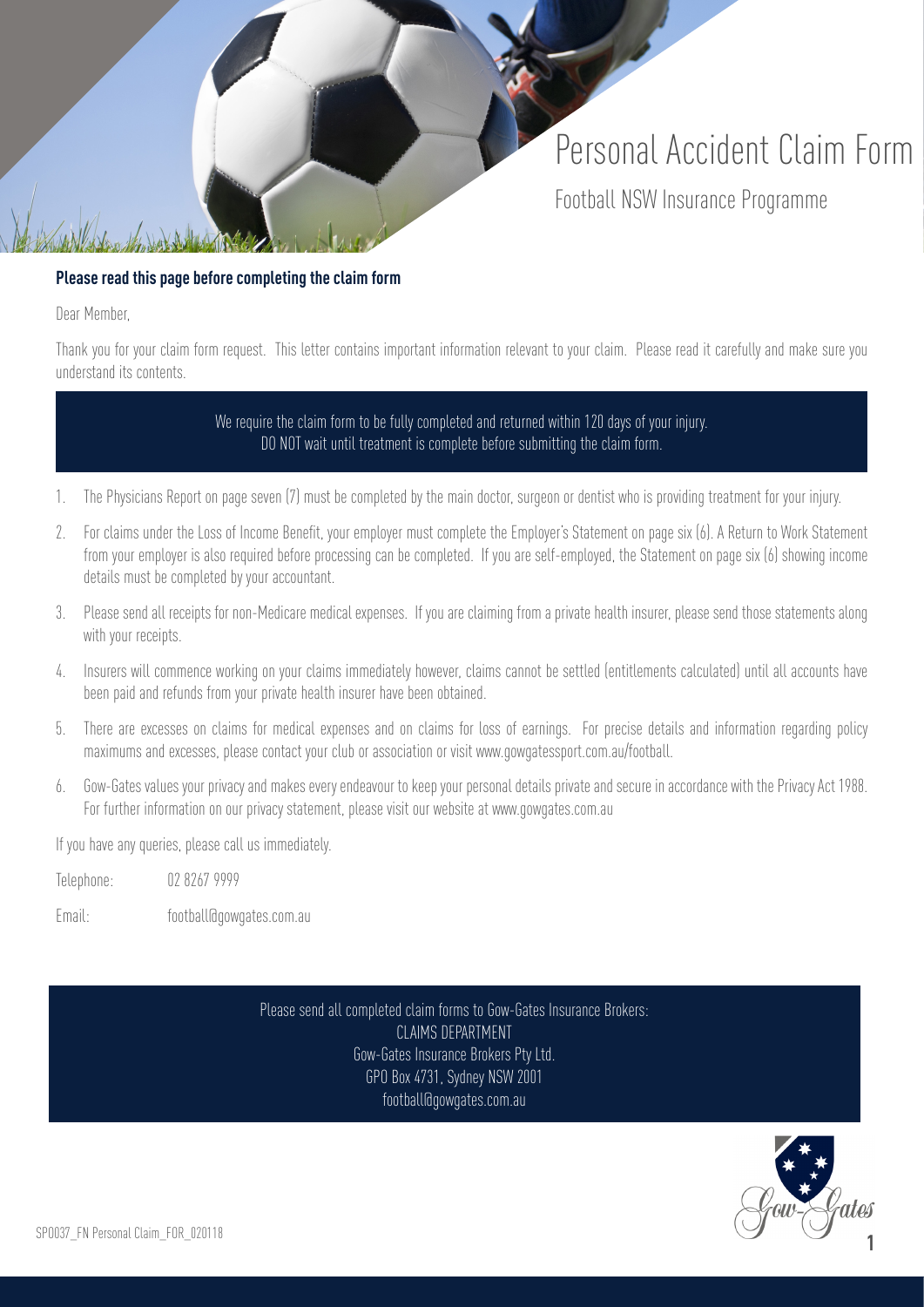# Personal Accident Claim Form

## Football NSW Insurance Programme

**Please read this page before completing the claim form**

Dear Member,

Thank you for your claim form request. This letter contains important information relevant to your claim. Please read it carefully and make sure you understand its contents.

We require the claim form to be fully completed and returned within 120 days of your injury.
DO NOT wait until treatment is complete before submitting the claim form.

1. The Physicians Report on page seven (7) must be completed by the main doctor, surgeon or dentist who is providing treatment for your injury.
2. For claims under the Loss of Income Benefit, your employer must complete the Employer's Statement on page six (6). A Return to Work Statement from your employer is also required before processing can be completed. If you are self-employed, the Statement on page six (6) showing income details must be completed by your accountant.
3. Please send all receipts for non-Medicare medical expenses. If you are claiming from a private health insurer, please send those statements along with your receipts.
4. Insurers will commence working on your claims immediately however, claims cannot be settled (entitlements calculated) until all accounts have been paid and refunds from your private health insurer have been obtained.
5. There are excesses on claims for medical expenses and on claims for loss of earnings. For precise details and information regarding policy maximums and excesses, please contact your club or association or visit www.gowgatessport.com.au/football.
6. Gow-Gates values your privacy and makes every endeavour to keep your personal details private and secure in accordance with the Privacy Act 1988. For further information on our privacy statement, please visit our website at www.gowgates.com.au

If you have any queries, please call us immediately.

Telephone: 02 8267 9999

Email: football@gowgates.com.au

Please send all completed claim forms to Gow-Gates Insurance Brokers:
CLAIMS DEPARTMENT
Gow-Gates Insurance Brokers Pty Ltd.
GPO Box 4731, Sydney NSW 2001
football@gowgates.com.au

SP0037_FN Personal Claim_FOR_020118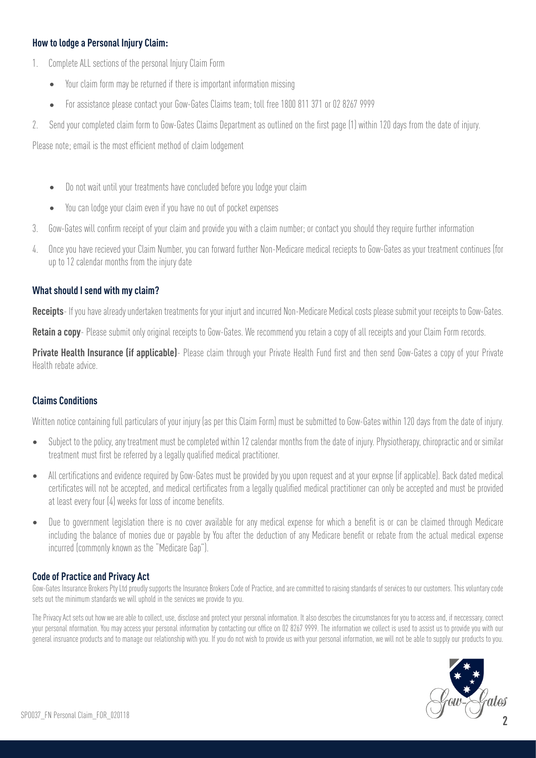### How to lodge a Personal Injury Claim:

1. Complete ALL sections of the personal Injury Claim Form
   - Your claim form may be returned if there is important information missing
   - For assistance please contact your Gow-Gates Claims team; toll free 1800 811 371 or 02 8267 9999
2. Send your completed claim form to Gow-Gates Claims Department as outlined on the first page (1) within 120 days from the date of injury.

Please note; email is the most efficient method of claim lodgement

- Do not wait until your treatments have concluded before you lodge your claim
- You can lodge your claim even if you have no out of pocket expenses

3. Gow-Gates will confirm receipt of your claim and provide you with a claim number; or contact you should they require further information
4. Once you have recieved your Claim Number, you can forward further Non-Medicare medical reciepts to Gow-Gates as your treatment continues (for up to 12 calendar months from the injury date

### What should I send with my claim?

**Receipts**- If you have already undertaken treatments for your injurt and incurred Non-Medicare Medical costs please submit your receipts to Gow-Gates.

**Retain a copy**- Please submit only original receipts to Gow-Gates. We recommend you retain a copy of all receipts and your Claim Form records.

**Private Health Insurance (if applicable)**- Please claim through your Private Health Fund first and then send Gow-Gates a copy of your Private Health rebate advice.

### Claims Conditions

Written notice containing full particulars of your injury (as per this Claim Form) must be submitted to Gow-Gates within 120 days from the date of injury.

- Subject to the policy, any treatment must be completed within 12 calendar months from the date of injury. Physiotherapy, chiropractic and or similar treatment must first be referred by a legally qualified medical practitioner.
- All certifications and evidence required by Gow-Gates must be provided by you upon request and at your expnse (if applicable). Back dated medical certificates will not be accepted, and medical certificates from a legally qualified medical practitioner can only be accepted and must be provided at least every four (4) weeks for loss of income benefits.
- Due to government legislation there is no cover available for any medical expense for which a benefit is or can be claimed through Medicare including the balance of monies due or payable by You after the deduction of any Medicare benefit or rebate from the actual medical expense incurred (commonly known as the "Medicare Gap").

### Code of Practice and Privacy Act

Gow-Gates Insurance Brokers Pty Ltd proudly supports the Insurance Brokers Code of Practice, and are committed to raising standards of services to our customers. This voluntary code sets out the minimum standards we will uphold in the services we provide to you.

The Privacy Act sets out how we are able to collect, use, disclose and protect your personal information. It also descrbes the circumstances for you to access and, if neccessary, correct your personal nformation. You may access your personal information by contacting our office on 02 8267 9999. The information we collect is used to assist us to provide you with our general insruance products and to manage our relationship with you. If you do not wish to provide us with your personal information, we will not be able to supply our products to you.

SP0037_FN Personal Claim_FOR_020118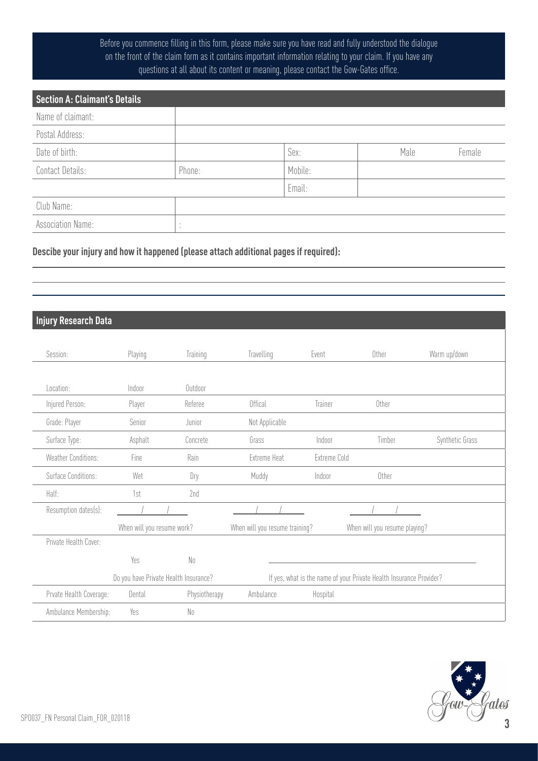Before you commence filling in this form, please make sure you have read and fully understood the dialogue on the front of the claim form as it contains important information relating to your claim. If you have any questions at all about its content or meaning, please contact the Gow-Gates office.

## Section A: Claimant's Details

| | | | | |
|---|---|---|---|---|
| Name of claimant: | | | | |
| Postal Address: | | | | |
| Date of birth: | | Sex: | Male | Female |
| Contact Details: | Phone: | Mobile: | | |
| | | Email: | | |
| Club Name: | | | | |
| Association Name: | : | | | |

**Descibe your injury and how it happened (please attach additional pages if required):**

## Injury Research Data

| | | | | | | |
|---|---|---|---|---|---|---|
| Session: | Playing | Training | Travelling | Event | Other | Warm up/down |
| Location: | Indoor | Outdoor | | | | |
| Injured Person: | Player | Referee | Offical | Trainer | Other | |
| Grade: Player | Senior | Junior | Not Applicable | | | |
| Surface Type: | Asphalt | Concrete | Grass | Indoor | Timber | Synthetic Grass |
| Weather Conditions: | Fine | Rain | Extreme Heat | Extreme Cold | | |
| Surface Conditions: | Wet | Dry | Muddy | Indoor | Other | |
| Half: | 1st | 2nd | | | | |
| Resumption dates(s): | / / | | / / | | / / | |
| | When will you resume work? | | When will you resume training? | | When will you resume playing? | |
| Private Health Cover: | | | | | | |
| | Yes | No | | | | |
| | Do you have Private Health Insurance? | | If yes, what is the name of your Private Health Insurance Provider? | | | |
| Prvate Health Coverage: | Dental | Physiotherapy | Ambulance | Hospital | | |
| Ambulance Membership: | Yes | No | | | | |

SP0037_FN Personal Claim_FOR_020118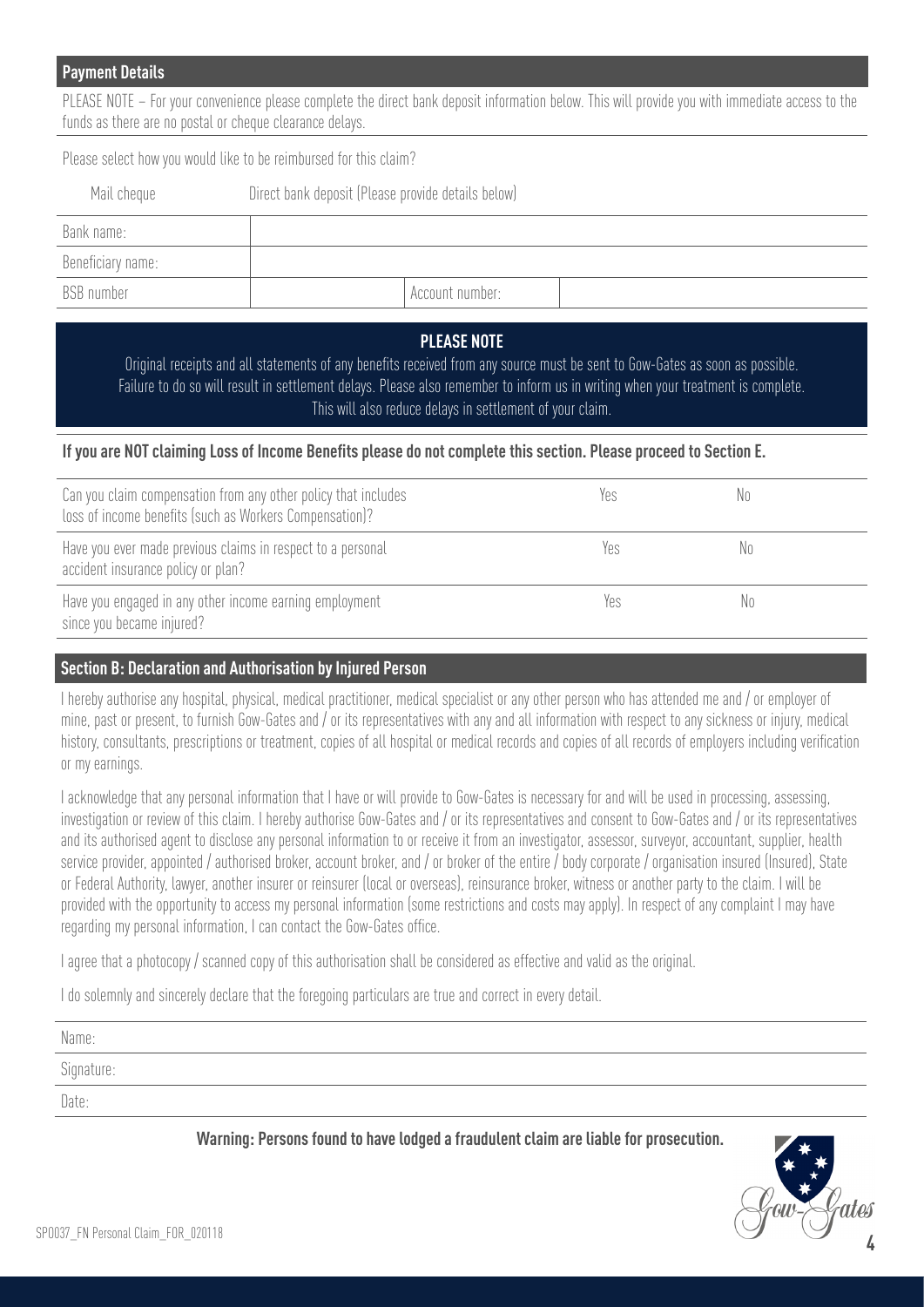## Payment Details

PLEASE NOTE – For your convenience please complete the direct bank deposit information below. This will provide you with immediate access to the funds as there are no postal or cheque clearance delays.

Please select how you would like to be reimbursed for this claim?

Mail cheque Direct bank deposit (Please provide details below)

| Bank name: | | | |
|---|---|---|---|
| Beneficiary name: | | | |
| BSB number | | Account number: | |

**PLEASE NOTE**

Original receipts and all statements of any benefits received from any source must be sent to Gow-Gates as soon as possible. Failure to do so will result in settlement delays. Please also remember to inform us in writing when your treatment is complete. This will also reduce delays in settlement of your claim.

**If you are NOT claiming Loss of Income Benefits please do not complete this section. Please proceed to Section E.**

| | | |
|---|---|---|
| Can you claim compensation from any other policy that includes loss of income benefits (such as Workers Compensation)? | Yes | No |
| Have you ever made previous claims in respect to a personal accident insurance policy or plan? | Yes | No |
| Have you engaged in any other income earning employment since you became injured? | Yes | No |

## Section B: Declaration and Authorisation by Injured Person

I hereby authorise any hospital, physical, medical practitioner, medical specialist or any other person who has attended me and / or employer of mine, past or present, to furnish Gow-Gates and / or its representatives with any and all information with respect to any sickness or injury, medical history, consultants, prescriptions or treatment, copies of all hospital or medical records and copies of all records of employers including verification or my earnings.

I acknowledge that any personal information that I have or will provide to Gow-Gates is necessary for and will be used in processing, assessing, investigation or review of this claim. I hereby authorise Gow-Gates and / or its representatives and consent to Gow-Gates and / or its representatives and its authorised agent to disclose any personal information to or receive it from an investigator, assessor, surveyor, accountant, supplier, health service provider, appointed / authorised broker, account broker, and / or broker of the entire / body corporate / organisation insured (Insured), State or Federal Authority, lawyer, another insurer or reinsurer (local or overseas), reinsurance broker, witness or another party to the claim. I will be provided with the opportunity to access my personal information (some restrictions and costs may apply). In respect of any complaint I may have regarding my personal information, I can contact the Gow-Gates office.

I agree that a photocopy / scanned copy of this authorisation shall be considered as effective and valid as the original.

I do solemnly and sincerely declare that the foregoing particulars are true and correct in every detail.

Name:

Signature:

Date:

**Warning: Persons found to have lodged a fraudulent claim are liable for prosecution.**

SP0037_FN Personal Claim_FOR_020118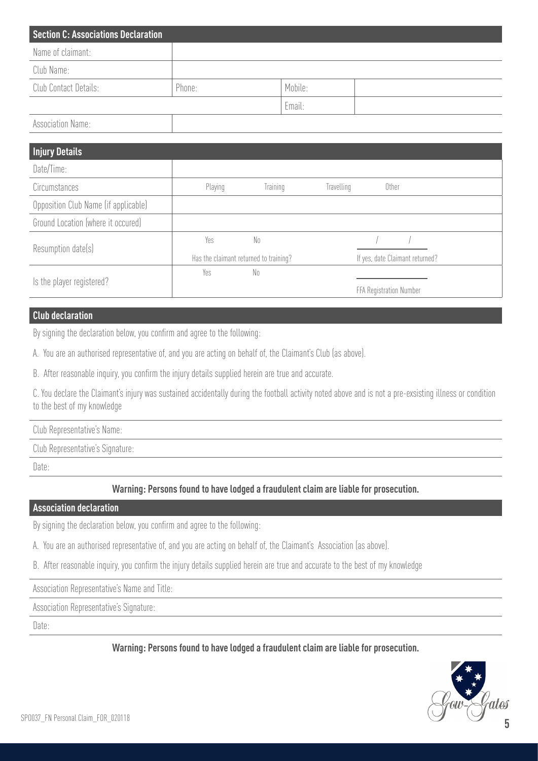## Section C: Associations Declaration

| | | | |
|---|---|---|---|
| Name of claimant: | | | |
| Club Name: | | | |
| Club Contact Details: | Phone: | Mobile: | |
| | | Email: | |
| Association Name: | | | |

## Injury Details

| | | | | |
|---|---|---|---|---|
| Date/Time: | | | | |
| Circumstances | Playing | Training | Travelling | Other |
| Opposition Club Name (if applicable) | | | | |
| Ground Location (where it occured) | | | | |
| Resumption date(s) | Yes / No<br>Has the claimant returned to training? | | | / /<br>If yes, date Claimant returned? |
| Is the player registered? | Yes / No | | | FFA Registration Number |

## Club declaration

By signing the declaration below, you confirm and agree to the following:

A. You are an authorised representative of, and you are acting on behalf of, the Claimant's Club (as above).

B. After reasonable inquiry, you confirm the injury details supplied herein are true and accurate.

C. You declare the Claimant's injury was sustained accidentally during the football activity noted above and is not a pre-exsisting illness or condition to the best of my knowledge

Club Representative's Name:

Club Representative's Signature:

Date:

**Warning: Persons found to have lodged a fraudulent claim are liable for prosecution.**

## Association declaration

By signing the declaration below, you confirm and agree to the following:

A. You are an authorised representative of, and you are acting on behalf of, the Claimant's Association (as above).

B. After reasonable inquiry, you confirm the injury details supplied herein are true and accurate to the best of my knowledge

Association Representative's Name and Title:

Association Representative's Signature:

Date:

**Warning: Persons found to have lodged a fraudulent claim are liable for prosecution.**

SP0037_FN Personal Claim_FOR_020118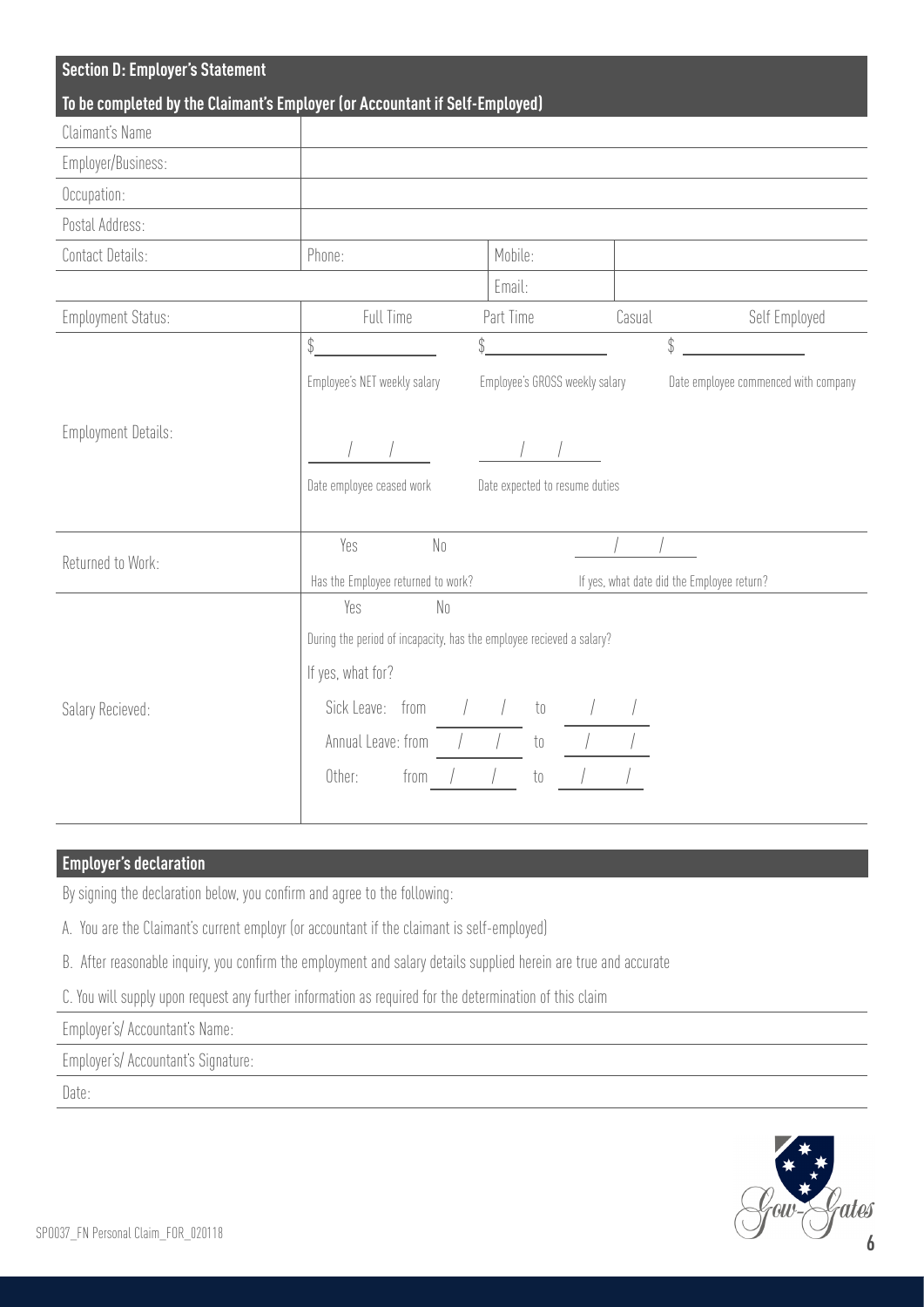## Section D: Employer's Statement

**To be completed by the Claimant's Employer (or Accountant if Self-Employed)**

| | | | |
|---|---|---|---|
| Claimant's Name | | | |
| Employer/Business: | | | |
| Occupation: | | | |
| Postal Address: | | | |
| Contact Details: | Phone: | Mobile: | |
| | | Email: | |
| Employment Status: | Full Time | Part Time | Casual / Self Employed |
| Employment Details: | $ ______ Employee's NET weekly salary | $ ______ Employee's GROSS weekly salary | $ ______ Date employee commenced with company |
| | / / Date employee ceased work | / / Date expected to resume duties | |
| Returned to Work: | Yes No — Has the Employee returned to work? | | / / If yes, what date did the Employee return? |
| Salary Recieved: | Yes No — During the period of incapacity, has the employee recieved a salary? | | |
| | If yes, what for? | | |
| | Sick Leave: from / / to / / | | |
| | Annual Leave: from / / to / / | | |
| | Other: from / / to / / | | |

## Employer's declaration

By signing the declaration below, you confirm and agree to the following:

A. You are the Claimant's current employr (or accountant if the claimant is self-employed)

B. After reasonable inquiry, you confirm the employment and salary details supplied herein are true and accurate

C. You will supply upon request any further information as required for the determination of this claim

Employer's/ Accountant's Name:

Employer's/ Accountant's Signature:

Date:

SP0037_FN Personal Claim_FOR_020118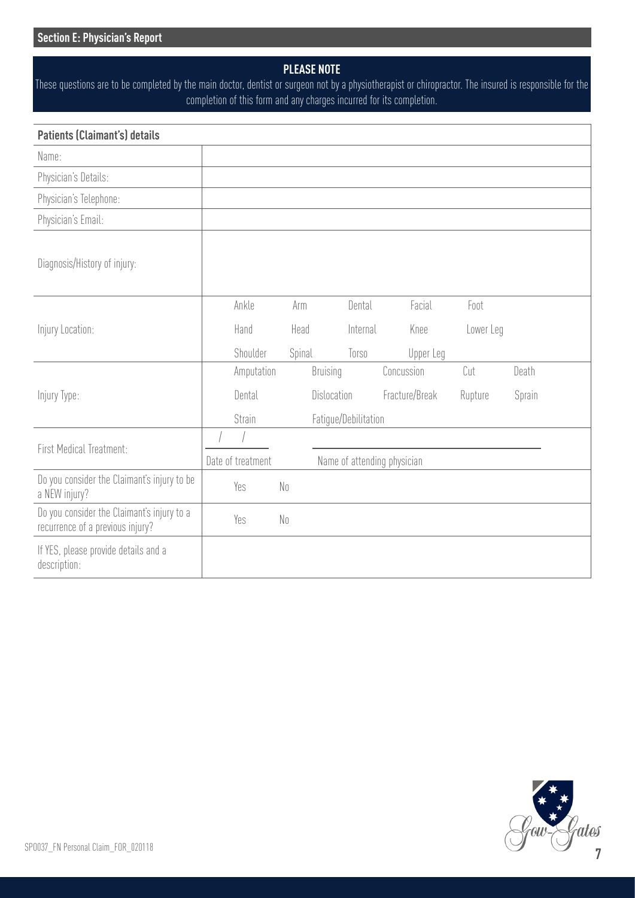## Section E: Physician's Report

**PLEASE NOTE**

These questions are to be completed by the main doctor, dentist or surgeon not by a physiotherapist or chiropractor. The insured is responsible for the completion of this form and any charges incurred for its completion.

| Patients (Claimant's) details | |
|---|---|
| Name: | |
| Physician's Details: | |
| Physician's Telephone: | |
| Physician's Email: | |
| Diagnosis/History of injury: | |
| Injury Location: | Ankle Arm Dental Facial Foot<br>Hand Head Internal Knee Lower Leg<br>Shoulder Spinal Torso Upper Leg |
| Injury Type: | Amputation Bruising Concussion Cut Death<br>Dental Dislocation Fracture/Break Rupture Sprain<br>Strain Fatigue/Debilitation |
| First Medical Treatment: | / / Date of treatment ____________ Name of attending physician |
| Do you consider the Claimant's injury to be a NEW injury? | Yes No |
| Do you consider the Claimant's injury to a recurrence of a previous injury? | Yes No |
| If YES, please provide details and a description: | |

SP0037_FN Personal Claim_FOR_020118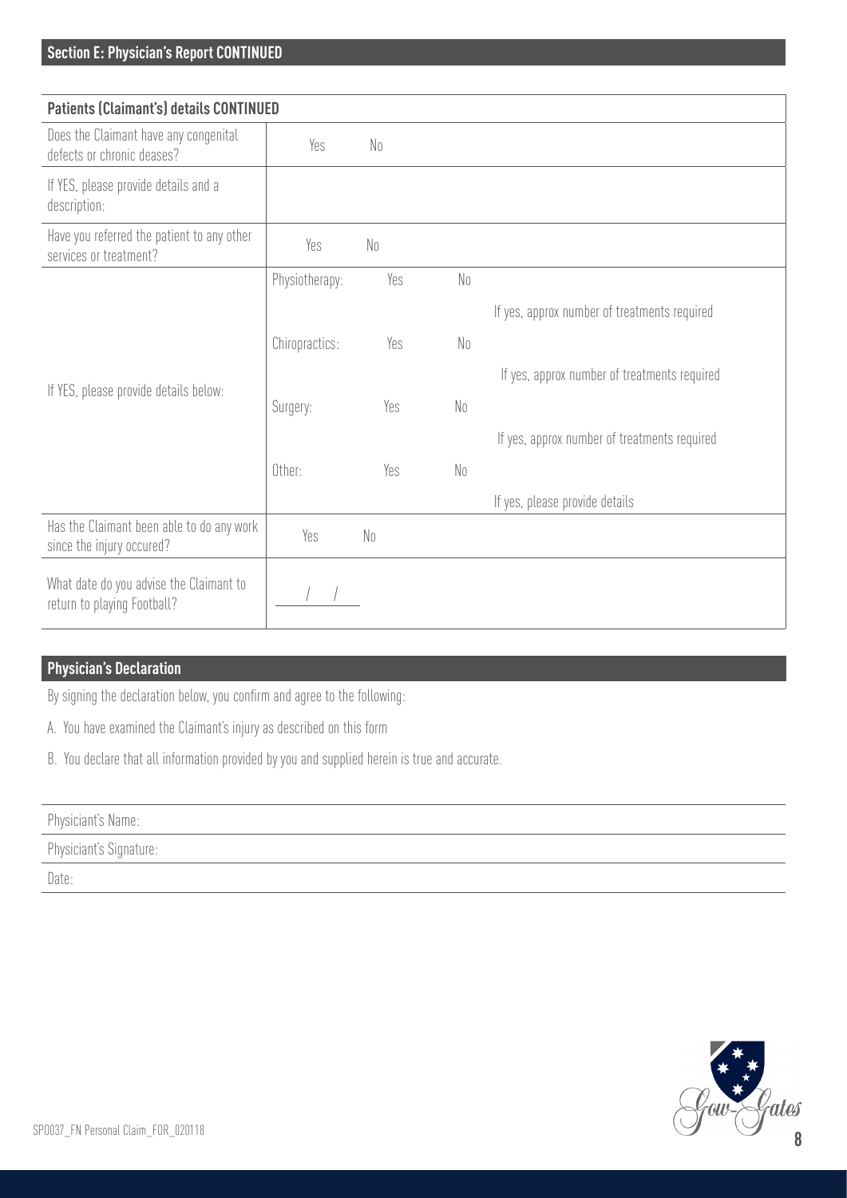## Section E: Physician's Report CONTINUED

| Patients (Claimant's) details CONTINUED | | | | |
|---|---|---|---|---|
| Does the Claimant have any congenital defects or chronic deases? | Yes | No | | |
| If YES, please provide details and a description: | | | | |
| Have you referred the patient to any other services or treatment? | Yes | No | | |
| If YES, please provide details below: | Physiotherapy: | Yes | No | If yes, approx number of treatments required |
| | Chiropractics: | Yes | No | If yes, approx number of treatments required |
| | Surgery: | Yes | No | If yes, approx number of treatments required |
| | Other: | Yes | No | If yes, please provide details |
| Has the Claimant been able to do any work since the injury occured? | Yes | No | | |
| What date do you advise the Claimant to return to playing Football? | / / | | | |

## Physician's Declaration

By signing the declaration below, you confirm and agree to the following:

A. You have examined the Claimant's injury as described on this form

B. You declare that all information provided by you and supplied herein is true and accurate.

Physician's Name:

Physician's Signature:

Date:

SP0037_FN Personal Claim_FOR_020118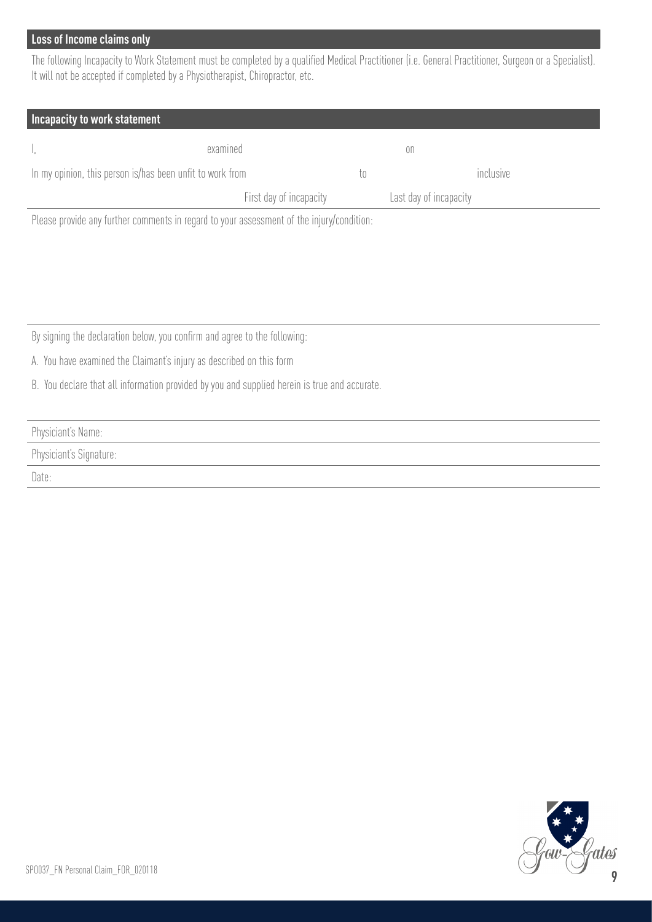## Loss of Income claims only

The following Incapacity to Work Statement must be completed by a qualified Medical Practitioner (i.e. General Practitioner, Surgeon or a Specialist). It will not be accepted if completed by a Physiotherapist, Chiropractor, etc.

## Incapacity to work statement

I, examined on

In my opinion, this person is/has been unfit to work from to inclusive

First day of incapacity Last day of incapacity

Please provide any further comments in regard to your assessment of the injury/condition:

By signing the declaration below, you confirm and agree to the following:

A. You have examined the Claimant's injury as described on this form

B. You declare that all information provided by you and supplied herein is true and accurate.

Physiciant's Name:

Physiciant's Signature:

Date:

SP0037_FN Personal Claim_FOR_020118